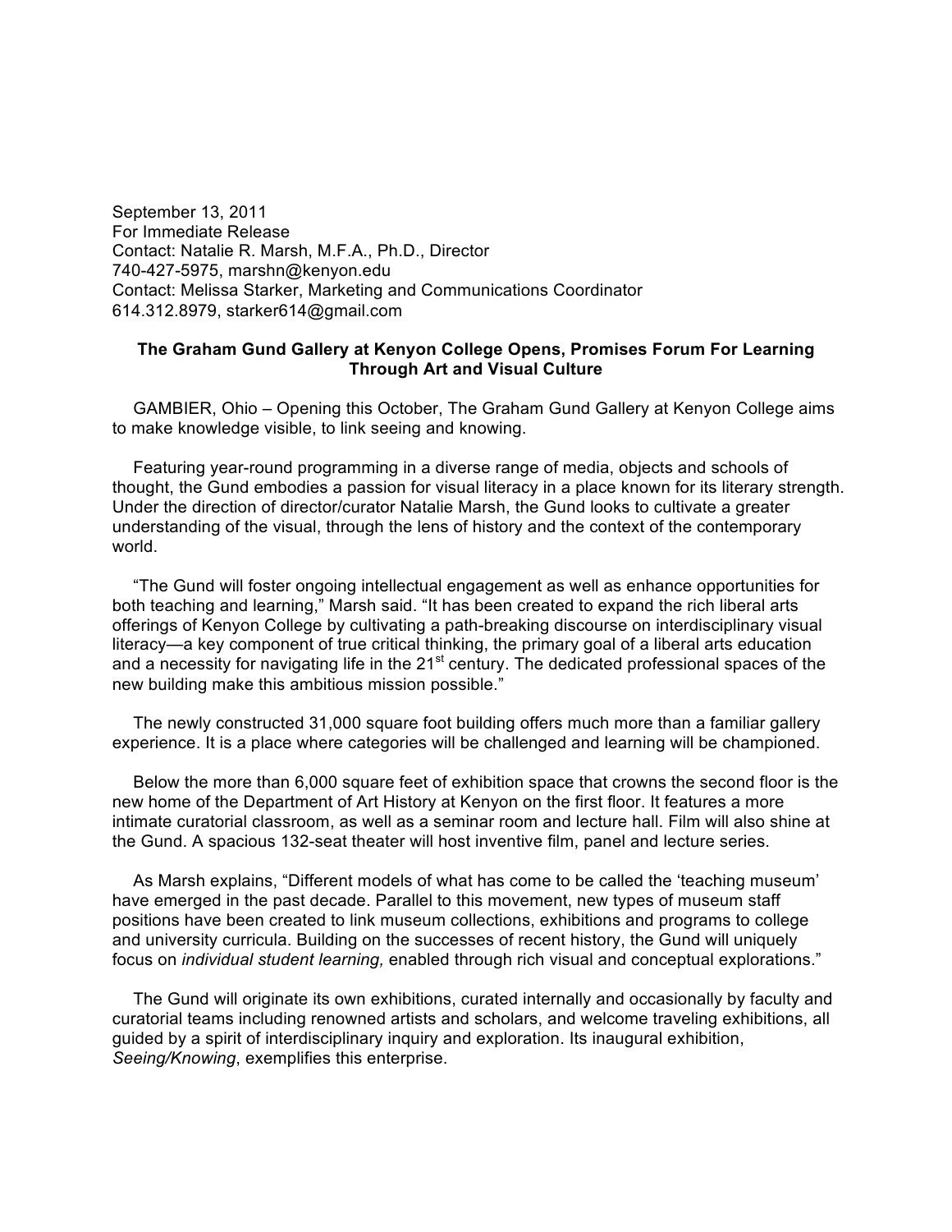September 13, 2011
For Immediate Release
Contact: Natalie R. Marsh, M.F.A., Ph.D., Director
740-427-5975, marshn@kenyon.edu
Contact: Melissa Starker, Marketing and Communications Coordinator
614.312.8979, starker614@gmail.com

**The Graham Gund Gallery at Kenyon College Opens, Promises Forum For Learning Through Art and Visual Culture**

GAMBIER, Ohio – Opening this October, The Graham Gund Gallery at Kenyon College aims to make knowledge visible, to link seeing and knowing.

Featuring year-round programming in a diverse range of media, objects and schools of thought, the Gund embodies a passion for visual literacy in a place known for its literary strength. Under the direction of director/curator Natalie Marsh, the Gund looks to cultivate a greater understanding of the visual, through the lens of history and the context of the contemporary world.

"The Gund will foster ongoing intellectual engagement as well as enhance opportunities for both teaching and learning," Marsh said. "It has been created to expand the rich liberal arts offerings of Kenyon College by cultivating a path-breaking discourse on interdisciplinary visual literacy—a key component of true critical thinking, the primary goal of a liberal arts education and a necessity for navigating life in the 21st century. The dedicated professional spaces of the new building make this ambitious mission possible."

The newly constructed 31,000 square foot building offers much more than a familiar gallery experience. It is a place where categories will be challenged and learning will be championed.

Below the more than 6,000 square feet of exhibition space that crowns the second floor is the new home of the Department of Art History at Kenyon on the first floor. It features a more intimate curatorial classroom, as well as a seminar room and lecture hall. Film will also shine at the Gund. A spacious 132-seat theater will host inventive film, panel and lecture series.

As Marsh explains, "Different models of what has come to be called the 'teaching museum' have emerged in the past decade. Parallel to this movement, new types of museum staff positions have been created to link museum collections, exhibitions and programs to college and university curricula. Building on the successes of recent history, the Gund will uniquely focus on *individual student learning,* enabled through rich visual and conceptual explorations."

The Gund will originate its own exhibitions, curated internally and occasionally by faculty and curatorial teams including renowned artists and scholars, and welcome traveling exhibitions, all guided by a spirit of interdisciplinary inquiry and exploration. Its inaugural exhibition, *Seeing/Knowing*, exemplifies this enterprise.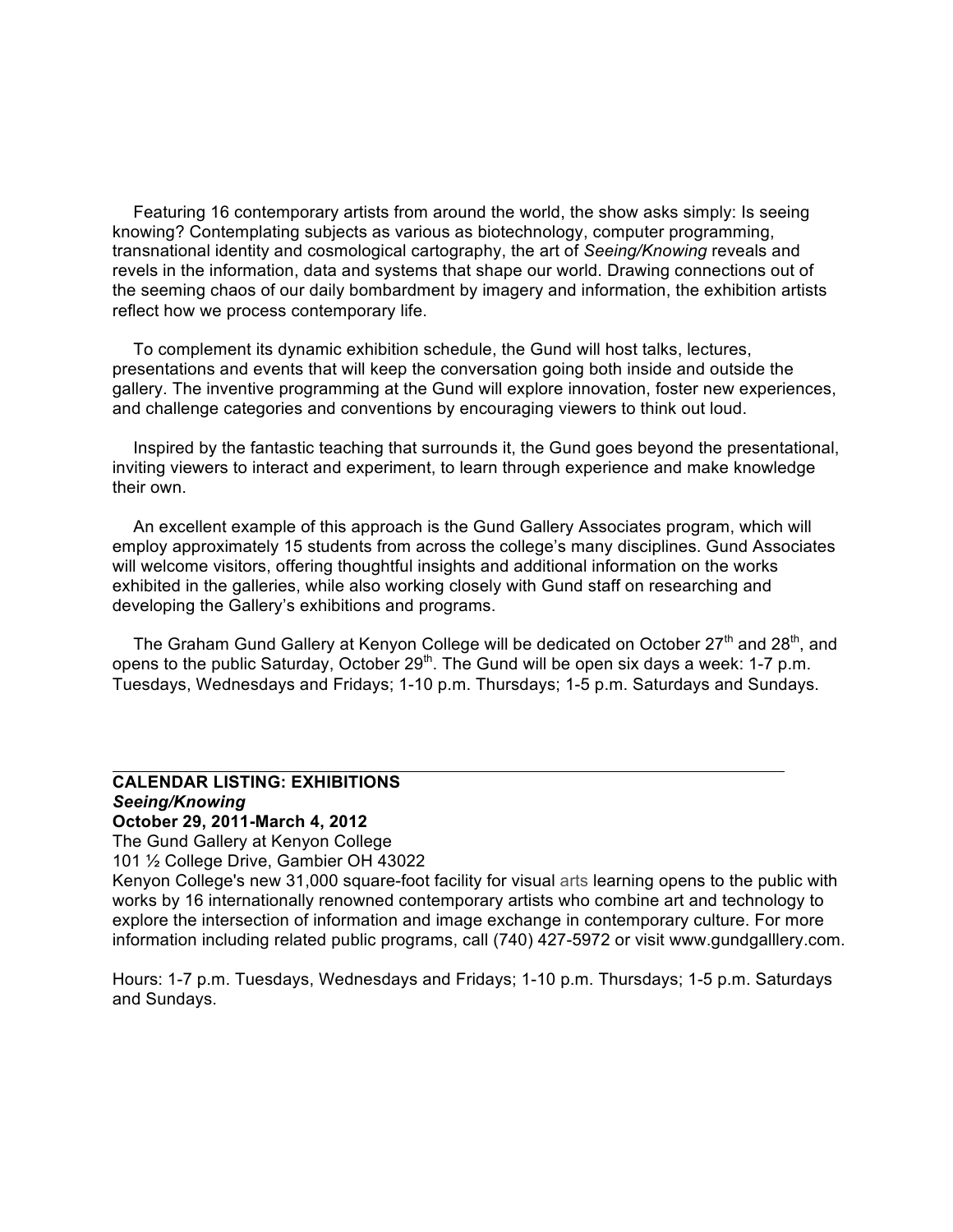Featuring 16 contemporary artists from around the world, the show asks simply: Is seeing knowing? Contemplating subjects as various as biotechnology, computer programming, transnational identity and cosmological cartography, the art of *Seeing/Knowing* reveals and revels in the information, data and systems that shape our world. Drawing connections out of the seeming chaos of our daily bombardment by imagery and information, the exhibition artists reflect how we process contemporary life.

To complement its dynamic exhibition schedule, the Gund will host talks, lectures, presentations and events that will keep the conversation going both inside and outside the gallery. The inventive programming at the Gund will explore innovation, foster new experiences, and challenge categories and conventions by encouraging viewers to think out loud.

Inspired by the fantastic teaching that surrounds it, the Gund goes beyond the presentational, inviting viewers to interact and experiment, to learn through experience and make knowledge their own.

An excellent example of this approach is the Gund Gallery Associates program, which will employ approximately 15 students from across the college's many disciplines. Gund Associates will welcome visitors, offering thoughtful insights and additional information on the works exhibited in the galleries, while also working closely with Gund staff on researching and developing the Gallery's exhibitions and programs.

The Graham Gund Gallery at Kenyon College will be dedicated on October 27th and 28th, and opens to the public Saturday, October 29th. The Gund will be open six days a week: 1-7 p.m. Tuesdays, Wednesdays and Fridays; 1-10 p.m. Thursdays; 1-5 p.m. Saturdays and Sundays.

---

**CALENDAR LISTING: EXHIBITIONS**
***Seeing/Knowing***
**October 29, 2011-March 4, 2012**
The Gund Gallery at Kenyon College
101 ½ College Drive, Gambier OH 43022
Kenyon College's new 31,000 square-foot facility for visual arts learning opens to the public with works by 16 internationally renowned contemporary artists who combine art and technology to explore the intersection of information and image exchange in contemporary culture. For more information including related public programs, call (740) 427-5972 or visit www.gundgalllery.com.

Hours: 1-7 p.m. Tuesdays, Wednesdays and Fridays; 1-10 p.m. Thursdays; 1-5 p.m. Saturdays and Sundays.